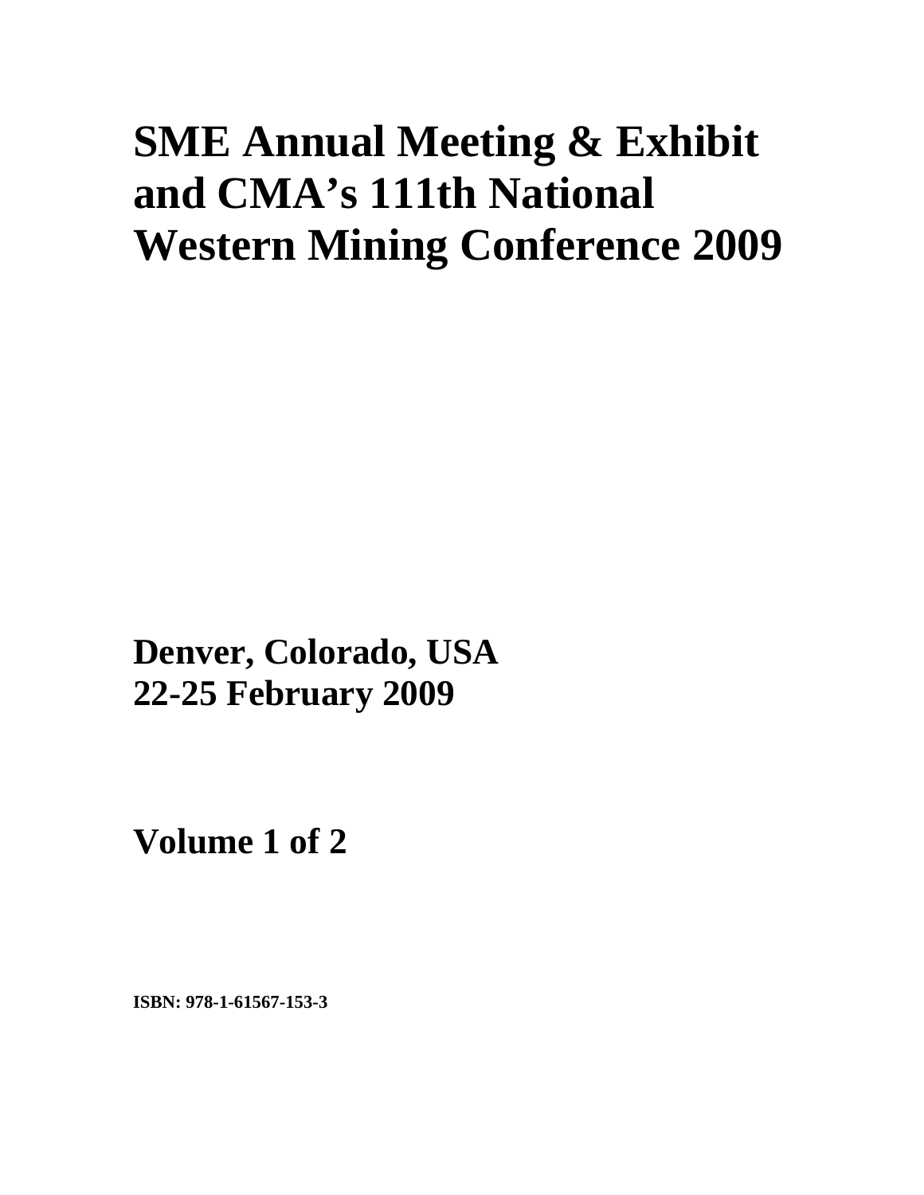# SME Annual Meeting & Exhibit and CMA's 111th National Western Mining Conference 2009

**Denver, Colorado, USA**
**22-25 February 2009**

**Volume 1 of 2**

**ISBN: 978-1-61567-153-3**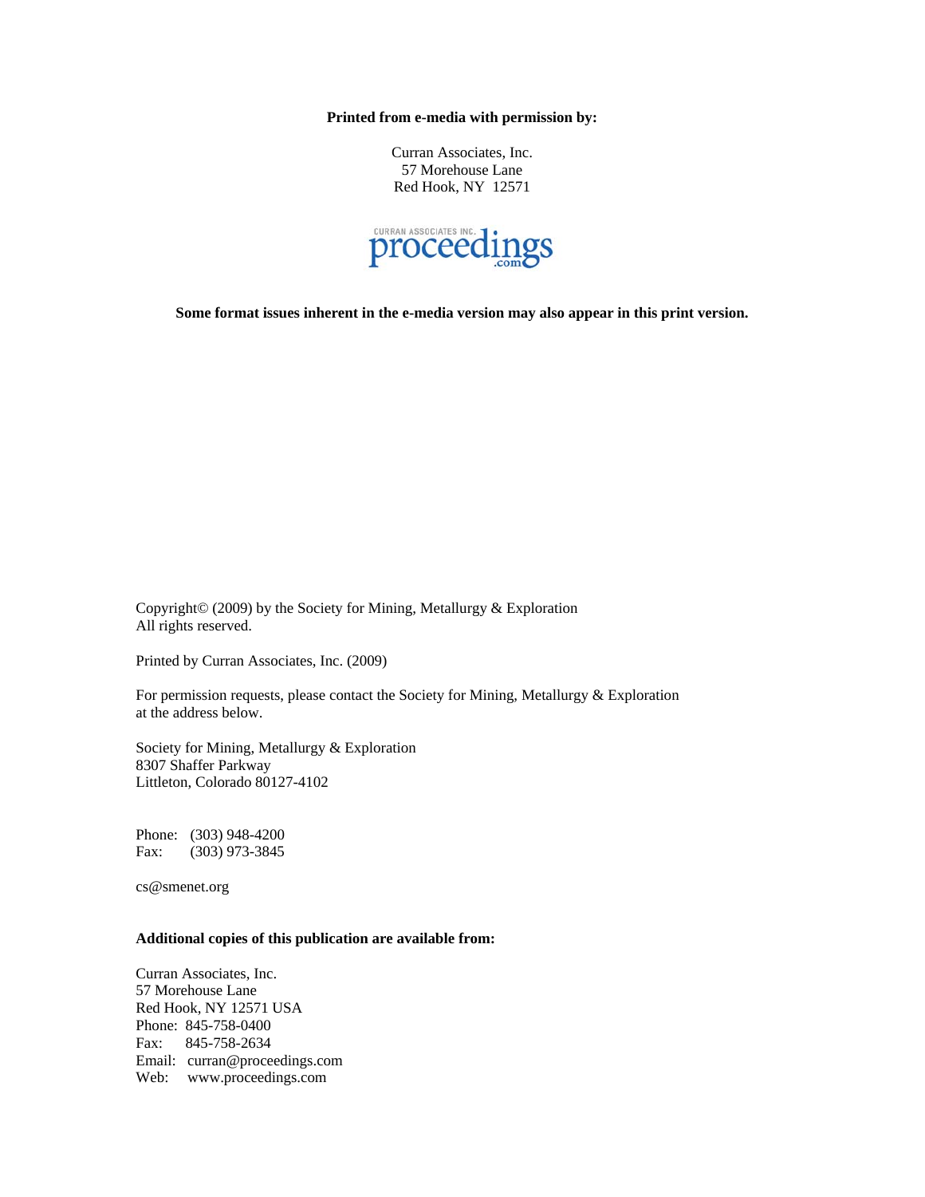**Printed from e-media with permission by:**

Curran Associates, Inc.
57 Morehouse Lane
Red Hook, NY 12571

CURRAN ASSOCIATES INC. proceedings .com

**Some format issues inherent in the e-media version may also appear in this print version.**

Copyright© (2009) by the Society for Mining, Metallurgy & Exploration
All rights reserved.

Printed by Curran Associates, Inc. (2009)

For permission requests, please contact the Society for Mining, Metallurgy & Exploration at the address below.

Society for Mining, Metallurgy & Exploration
8307 Shaffer Parkway
Littleton, Colorado 80127-4102

Phone: (303) 948-4200
Fax: (303) 973-3845

cs@smenet.org

**Additional copies of this publication are available from:**

Curran Associates, Inc.
57 Morehouse Lane
Red Hook, NY 12571 USA
Phone: 845-758-0400
Fax: 845-758-2634
Email: curran@proceedings.com
Web: www.proceedings.com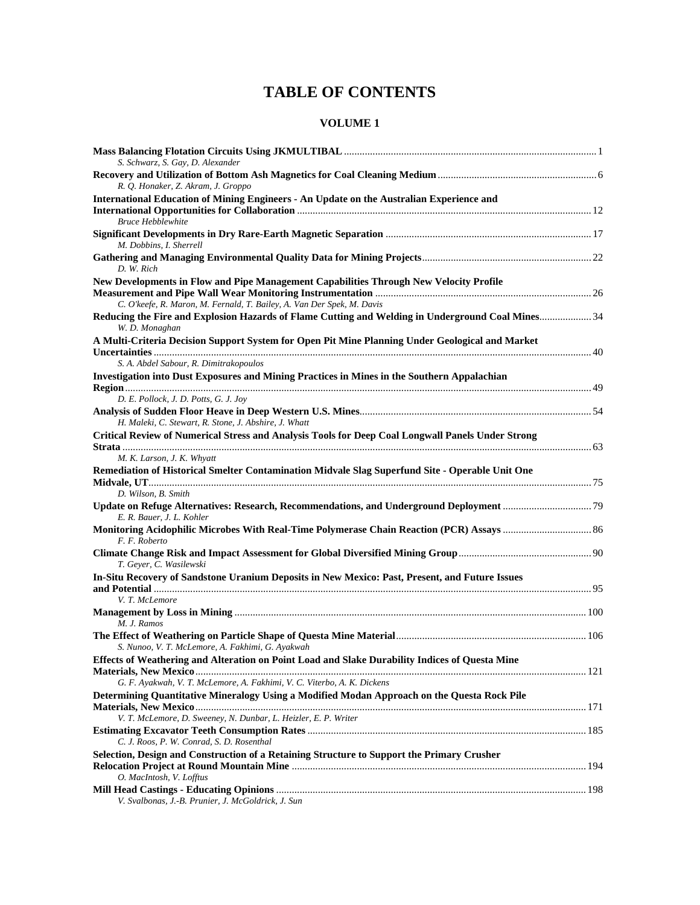# TABLE OF CONTENTS

## VOLUME 1

**Mass Balancing Flotation Circuits Using JKMULTIBAL** ... 1
*S. Schwarz, S. Gay, D. Alexander*

**Recovery and Utilization of Bottom Ash Magnetics for Coal Cleaning Medium** ... 6
*R. Q. Honaker, Z. Akram, J. Groppo*

**International Education of Mining Engineers - An Update on the Australian Experience and International Opportunities for Collaboration** ... 12
*Bruce Hebblewhite*

**Significant Developments in Dry Rare-Earth Magnetic Separation** ... 17
*M. Dobbins, I. Sherrell*

**Gathering and Managing Environmental Quality Data for Mining Projects** ... 22
*D. W. Rich*

**New Developments in Flow and Pipe Management Capabilities Through New Velocity Profile Measurement and Pipe Wall Wear Monitoring Instrumentation** ... 26
*C. O'keefe, R. Maron, M. Fernald, T. Bailey, A. Van Der Spek, M. Davis*

**Reducing the Fire and Explosion Hazards of Flame Cutting and Welding in Underground Coal Mines** ... 34
*W. D. Monaghan*

**A Multi-Criteria Decision Support System for Open Pit Mine Planning Under Geological and Market Uncertainties** ... 40
*S. A. Abdel Sabour, R. Dimitrakopoulos*

**Investigation into Dust Exposures and Mining Practices in Mines in the Southern Appalachian Region** ... 49
*D. E. Pollock, J. D. Potts, G. J. Joy*

**Analysis of Sudden Floor Heave in Deep Western U.S. Mines** ... 54
*H. Maleki, C. Stewart, R. Stone, J. Abshire, J. Whatt*

**Critical Review of Numerical Stress and Analysis Tools for Deep Coal Longwall Panels Under Strong Strata** ... 63
*M. K. Larson, J. K. Whyatt*

**Remediation of Historical Smelter Contamination Midvale Slag Superfund Site - Operable Unit One Midvale, UT** ... 75
*D. Wilson, B. Smith*

**Update on Refuge Alternatives: Research, Recommendations, and Underground Deployment** ... 79
*E. R. Bauer, J. L. Kohler*

**Monitoring Acidophilic Microbes With Real-Time Polymerase Chain Reaction (PCR) Assays** ... 86
*F. F. Roberto*

**Climate Change Risk and Impact Assessment for Global Diversified Mining Group** ... 90
*T. Geyer, C. Wasilewski*

**In-Situ Recovery of Sandstone Uranium Deposits in New Mexico: Past, Present, and Future Issues and Potential** ... 95
*V. T. McLemore*

**Management by Loss in Mining** ... 100
*M. J. Ramos*

**The Effect of Weathering on Particle Shape of Questa Mine Material** ... 106
*S. Nunoo, V. T. McLemore, A. Fakhimi, G. Ayakwah*

**Effects of Weathering and Alteration on Point Load and Slake Durability Indices of Questa Mine Materials, New Mexico** ... 121
*G. F. Ayakwah, V. T. McLemore, A. Fakhimi, V. C. Viterbo, A. K. Dickens*

**Determining Quantitative Mineralogy Using a Modified Modan Approach on the Questa Rock Pile Materials, New Mexico** ... 171
*V. T. McLemore, D. Sweeney, N. Dunbar, L. Heizler, E. P. Writer*

**Estimating Excavator Teeth Consumption Rates** ... 185
*C. J. Roos, P. W. Conrad, S. D. Rosenthal*

**Selection, Design and Construction of a Retaining Structure to Support the Primary Crusher Relocation Project at Round Mountain Mine** ... 194
*O. MacIntosh, V. Lofftus*

**Mill Head Castings - Educating Opinions** ... 198
*V. Svalbonas, J.-B. Prunier, J. McGoldrick, J. Sun*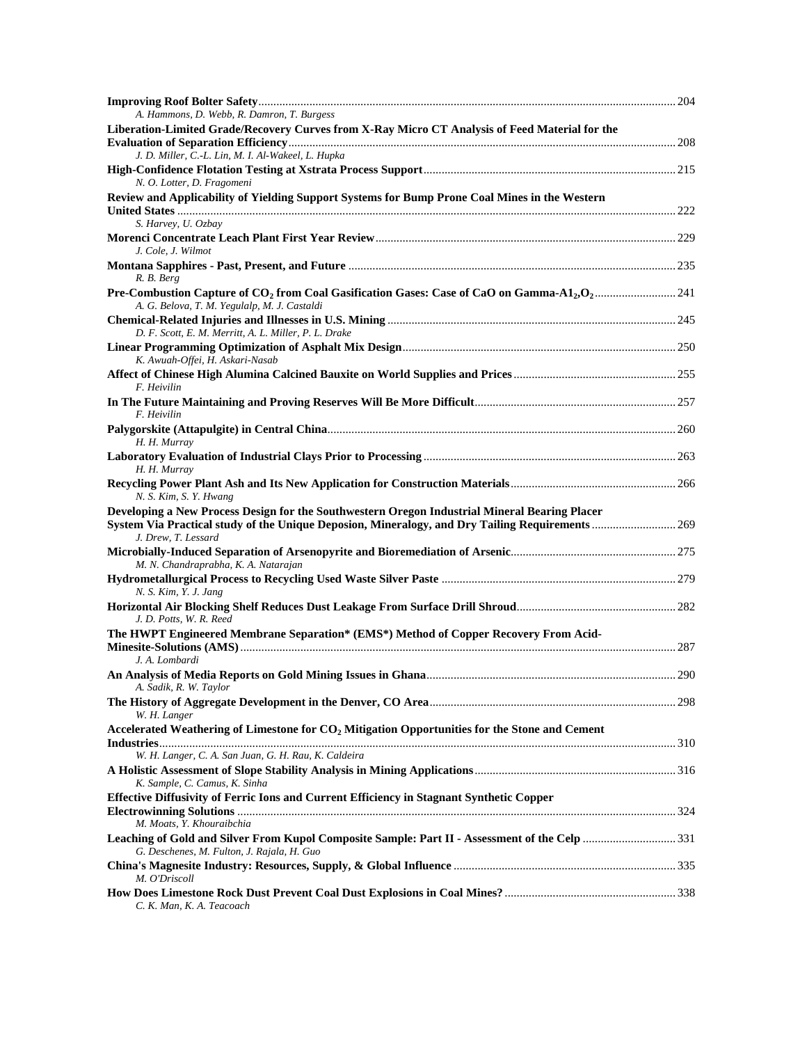**Improving Roof Bolter Safety** ... 204
*A. Hammons, D. Webb, R. Damron, T. Burgess*

**Liberation-Limited Grade/Recovery Curves from X-Ray Micro CT Analysis of Feed Material for the Evaluation of Separation Efficiency** ... 208
*J. D. Miller, C.-L. Lin, M. I. Al-Wakeel, L. Hupka*

**High-Confidence Flotation Testing at Xstrata Process Support** ... 215
*N. O. Lotter, D. Fragomeni*

**Review and Applicability of Yielding Support Systems for Bump Prone Coal Mines in the Western United States** ... 222
*S. Harvey, U. Ozbay*

**Morenci Concentrate Leach Plant First Year Review** ... 229
*J. Cole, J. Wilmot*

**Montana Sapphires - Past, Present, and Future** ... 235
*R. B. Berg*

**Pre-Combustion Capture of $CO_2$ from Coal Gasification Gases: Case of CaO on Gamma-$A1_2,O_2$** ... 241
*A. G. Belova, T. M. Yegulalp, M. J. Castaldi*

**Chemical-Related Injuries and Illnesses in U.S. Mining** ... 245
*D. F. Scott, E. M. Merritt, A. L. Miller, P. L. Drake*

**Linear Programming Optimization of Asphalt Mix Design** ... 250
*K. Awuah-Offei, H. Askari-Nasab*

**Affect of Chinese High Alumina Calcined Bauxite on World Supplies and Prices** ... 255
*F. Heivilin*

**In The Future Maintaining and Proving Reserves Will Be More Difficult** ... 257
*F. Heivilin*

**Palygorskite (Attapulgite) in Central China** ... 260
*H. H. Murray*

**Laboratory Evaluation of Industrial Clays Prior to Processing** ... 263
*H. H. Murray*

**Recycling Power Plant Ash and Its New Application for Construction Materials** ... 266
*N. S. Kim, S. Y. Hwang*

**Developing a New Process Design for the Southwestern Oregon Industrial Mineral Bearing Placer System Via Practical study of the Unique Deposion, Mineralogy, and Dry Tailing Requirements** ... 269
*J. Drew, T. Lessard*

**Microbially-Induced Separation of Arsenopyrite and Bioremediation of Arsenic** ... 275
*M. N. Chandraprabha, K. A. Natarajan*

**Hydrometallurgical Process to Recycling Used Waste Silver Paste** ... 279
*N. S. Kim, Y. J. Jang*

**Horizontal Air Blocking Shelf Reduces Dust Leakage From Surface Drill Shroud** ... 282
*J. D. Potts, W. R. Reed*

**The HWPT Engineered Membrane Separation* (EMS*) Method of Copper Recovery From Acid-Minesite-Solutions (AMS)** ... 287
*J. A. Lombardi*

**An Analysis of Media Reports on Gold Mining Issues in Ghana** ... 290
*A. Sadik, R. W. Taylor*

**The History of Aggregate Development in the Denver, CO Area** ... 298
*W. H. Langer*

**Accelerated Weathering of Limestone for $CO_2$ Mitigation Opportunities for the Stone and Cement Industries** ... 310
*W. H. Langer, C. A. San Juan, G. H. Rau, K. Caldeira*

**A Holistic Assessment of Slope Stability Analysis in Mining Applications** ... 316
*K. Sample, C. Camus, K. Sinha*

**Effective Diffusivity of Ferric Ions and Current Efficiency in Stagnant Synthetic Copper Electrowinning Solutions** ... 324
*M. Moats, Y. Khouraibchia*

**Leaching of Gold and Silver From Kupol Composite Sample: Part II - Assessment of the Celp** ... 331
*G. Deschenes, M. Fulton, J. Rajala, H. Guo*

**China's Magnesite Industry: Resources, Supply, & Global Influence** ... 335
*M. O'Driscoll*

**How Does Limestone Rock Dust Prevent Coal Dust Explosions in Coal Mines?** ... 338
*C. K. Man, K. A. Teacoach*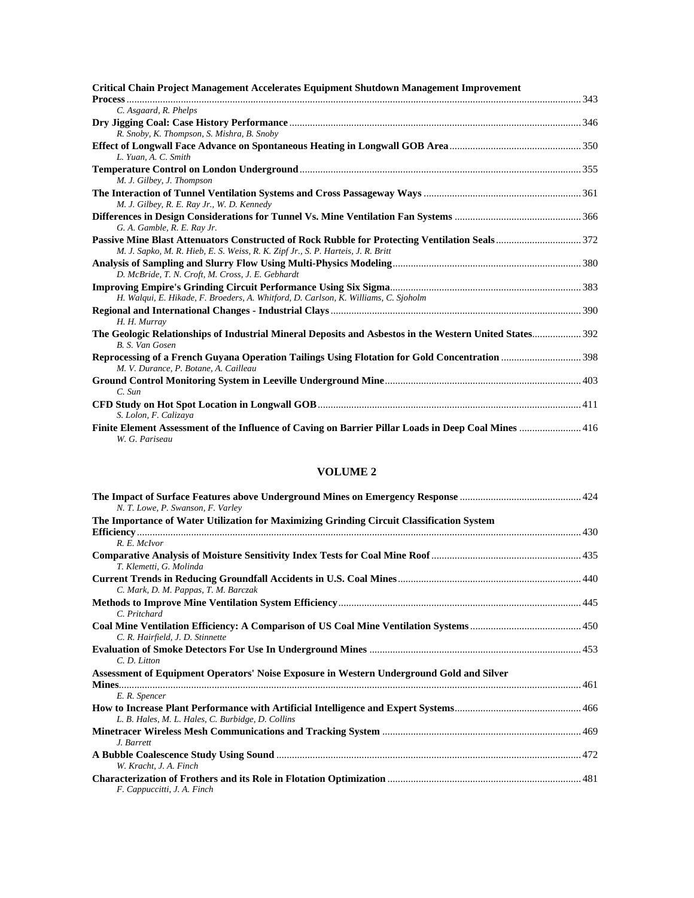**Critical Chain Project Management Accelerates Equipment Shutdown Management Improvement Process** ... 343
*C. Asgaard, R. Phelps*

**Dry Jigging Coal: Case History Performance** ... 346
*R. Snoby, K. Thompson, S. Mishra, B. Snoby*

**Effect of Longwall Face Advance on Spontaneous Heating in Longwall GOB Area** ... 350
*L. Yuan, A. C. Smith*

**Temperature Control on London Underground** ... 355
*M. J. Gilbey, J. Thompson*

**The Interaction of Tunnel Ventilation Systems and Cross Passageway Ways** ... 361
*M. J. Gilbey, R. E. Ray Jr., W. D. Kennedy*

**Differences in Design Considerations for Tunnel Vs. Mine Ventilation Fan Systems** ... 366
*G. A. Gamble, R. E. Ray Jr.*

**Passive Mine Blast Attenuators Constructed of Rock Rubble for Protecting Ventilation Seals** ... 372
*M. J. Sapko, M. R. Hieb, E. S. Weiss, R. K. Zipf Jr., S. P. Harteis, J. R. Britt*

**Analysis of Sampling and Slurry Flow Using Multi-Physics Modeling** ... 380
*D. McBride, T. N. Croft, M. Cross, J. E. Gebhardt*

**Improving Empire's Grinding Circuit Performance Using Six Sigma** ... 383
*H. Walqui, E. Hikade, F. Broeders, A. Whitford, D. Carlson, K. Williams, C. Sjoholm*

**Regional and International Changes - Industrial Clays** ... 390
*H. H. Murray*

**The Geologic Relationships of Industrial Mineral Deposits and Asbestos in the Western United States** ... 392
*B. S. Van Gosen*

**Reprocessing of a French Guyana Operation Tailings Using Flotation for Gold Concentration** ... 398
*M. V. Durance, P. Botane, A. Cailleau*

**Ground Control Monitoring System in Leeville Underground Mine** ... 403
*C. Sun*

**CFD Study on Hot Spot Location in Longwall GOB** ... 411
*S. Lolon, F. Calizaya*

**Finite Element Assessment of the Influence of Caving on Barrier Pillar Loads in Deep Coal Mines** ... 416
*W. G. Pariseau*

## VOLUME 2

**The Impact of Surface Features above Underground Mines on Emergency Response** ... 424
*N. T. Lowe, P. Swanson, F. Varley*

**The Importance of Water Utilization for Maximizing Grinding Circuit Classification System Efficiency** ... 430
*R. E. McIvor*

**Comparative Analysis of Moisture Sensitivity Index Tests for Coal Mine Roof** ... 435
*T. Klemetti, G. Molinda*

**Current Trends in Reducing Groundfall Accidents in U.S. Coal Mines** ... 440
*C. Mark, D. M. Pappas, T. M. Barczak*

**Methods to Improve Mine Ventilation System Efficiency** ... 445
*C. Pritchard*

**Coal Mine Ventilation Efficiency: A Comparison of US Coal Mine Ventilation Systems** ... 450
*C. R. Hairfield, J. D. Stinnette*

**Evaluation of Smoke Detectors For Use In Underground Mines** ... 453
*C. D. Litton*

**Assessment of Equipment Operators' Noise Exposure in Western Underground Gold and Silver Mines** ... 461
*E. R. Spencer*

**How to Increase Plant Performance with Artificial Intelligence and Expert Systems** ... 466
*L. B. Hales, M. L. Hales, C. Burbidge, D. Collins*

**Minetracer Wireless Mesh Communications and Tracking System** ... 469
*J. Barrett*

**A Bubble Coalescence Study Using Sound** ... 472
*W. Kracht, J. A. Finch*

**Characterization of Frothers and its Role in Flotation Optimization** ... 481
*F. Cappuccitti, J. A. Finch*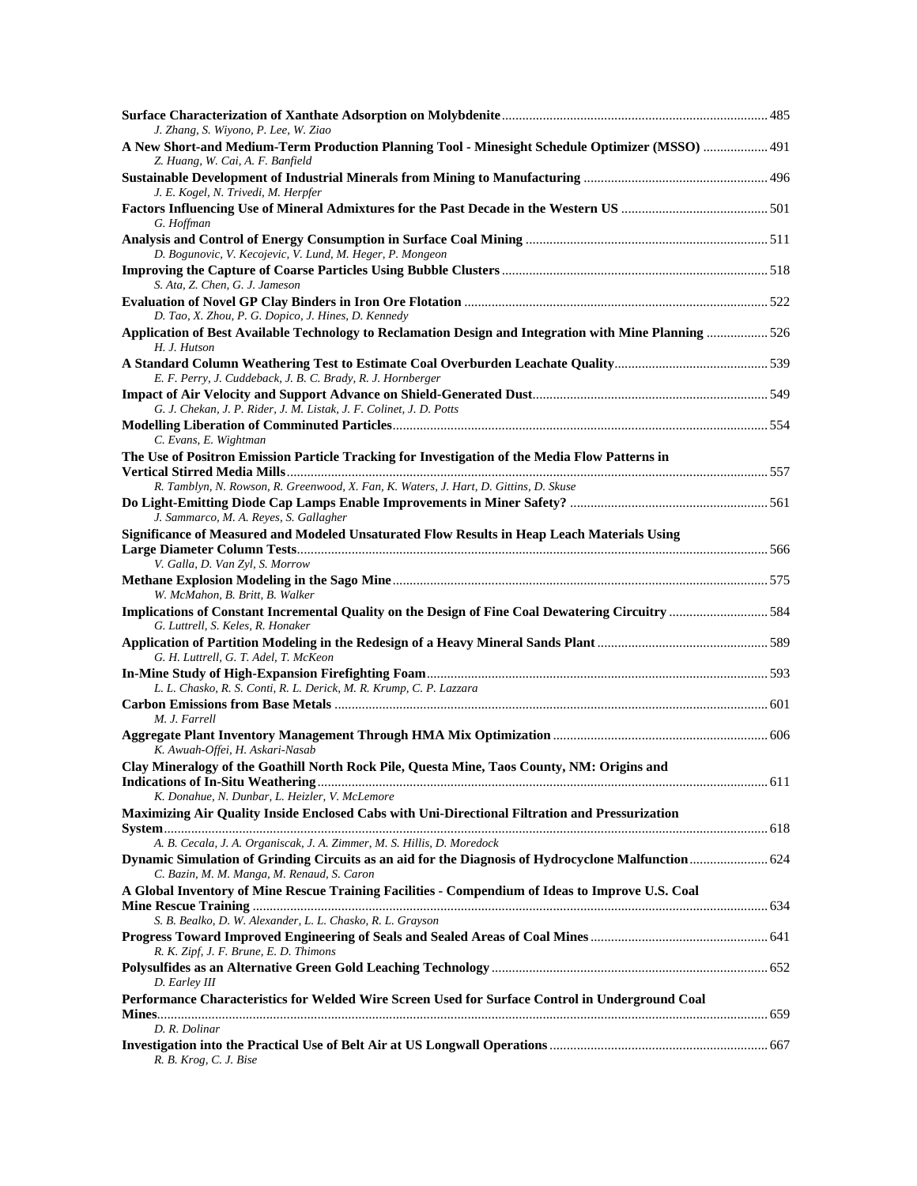**Surface Characterization of Xanthate Adsorption on Molybdenite** ........................................................ 485
*J. Zhang, S. Wiyono, P. Lee, W. Ziao*

**A New Short-and Medium-Term Production Planning Tool - Minesight Schedule Optimizer (MSSO)** .................. 491
*Z. Huang, W. Cai, A. F. Banfield*

**Sustainable Development of Industrial Minerals from Mining to Manufacturing** ........................................ 496
*J. E. Kogel, N. Trivedi, M. Herpfer*

**Factors Influencing Use of Mineral Admixtures for the Past Decade in the Western US** ........................... 501
*G. Hoffman*

**Analysis and Control of Energy Consumption in Surface Coal Mining** .................................................... 511
*D. Bogunovic, V. Kecojevic, V. Lund, M. Heger, P. Mongeon*

**Improving the Capture of Coarse Particles Using Bubble Clusters** ........................................................ 518
*S. Ata, Z. Chen, G. J. Jameson*

**Evaluation of Novel GP Clay Binders in Iron Ore Flotation** ................................................................ 522
*D. Tao, X. Zhou, P. G. Dopico, J. Hines, D. Kennedy*

**Application of Best Available Technology to Reclamation Design and Integration with Mine Planning** ................. 526
*H. J. Hutson*

**A Standard Column Weathering Test to Estimate Coal Overburden Leachate Quality** ..................................... 539
*E. F. Perry, J. Cuddeback, J. B. C. Brady, R. J. Hornberger*

**Impact of Air Velocity and Support Advance on Shield-Generated Dust** .................................................. 549
*G. J. Chekan, J. P. Rider, J. M. Listak, J. F. Colinet, J. D. Potts*

**Modelling Liberation of Comminuted Particles** ............................................................................ 554
*C. Evans, E. Wightman*

**The Use of Positron Emission Particle Tracking for Investigation of the Media Flow Patterns in Vertical Stirred Media Mills** ............................................................................................. 557
*R. Tamblyn, N. Rowson, R. Greenwood, X. Fan, K. Waters, J. Hart, D. Gittins, D. Skuse*

**Do Light-Emitting Diode Cap Lamps Enable Improvements in Miner Safety?** ............................................ 561
*J. Sammarco, M. A. Reyes, S. Gallagher*

**Significance of Measured and Modeled Unsaturated Flow Results in Heap Leach Materials Using Large Diameter Column Tests** .............................................................................................. 566
*V. Galla, D. Van Zyl, S. Morrow*

**Methane Explosion Modeling in the Sago Mine** ............................................................................ 575
*W. McMahon, B. Britt, B. Walker*

**Implications of Constant Incremental Quality on the Design of Fine Coal Dewatering Circuitry** ......................... 584
*G. Luttrell, S. Keles, R. Honaker*

**Application of Partition Modeling in the Redesign of a Heavy Mineral Sands Plant** ..................................... 589
*G. H. Luttrell, G. T. Adel, T. McKeon*

**In-Mine Study of High-Expansion Firefighting Foam** ........................................................................ 593
*L. L. Chasko, R. S. Conti, R. L. Derick, M. R. Krump, C. P. Lazzara*

**Carbon Emissions from Base Metals** ......................................................................................... 601
*M. J. Farrell*

**Aggregate Plant Inventory Management Through HMA Mix Optimization** .................................................. 606
*K. Awuah-Offei, H. Askari-Nasab*

**Clay Mineralogy of the Goathill North Rock Pile, Questa Mine, Taos County, NM: Origins and Indications of In-Situ Weathering** ........................................................................................ 611
*K. Donahue, N. Dunbar, L. Heizler, V. McLemore*

**Maximizing Air Quality Inside Enclosed Cabs with Uni-Directional Filtration and Pressurization System** ....................................................................................................................... 618
*A. B. Cecala, J. A. Organiscak, J. A. Zimmer, M. S. Hillis, D. Moredock*

**Dynamic Simulation of Grinding Circuits as an aid for the Diagnosis of Hydrocyclone Malfunction** ...................... 624
*C. Bazin, M. M. Manga, M. Renaud, S. Caron*

**A Global Inventory of Mine Rescue Training Facilities - Compendium of Ideas to Improve U.S. Coal Mine Rescue Training** ................................................................................................... 634
*S. B. Bealko, D. W. Alexander, L. L. Chasko, R. L. Grayson*

**Progress Toward Improved Engineering of Seals and Sealed Areas of Coal Mines** ......................................... 641
*R. K. Zipf, J. F. Brune, E. D. Thimons*

**Polysulfides as an Alternative Green Gold Leaching Technology** ........................................................ 652
*D. Earley III*

**Performance Characteristics for Welded Wire Screen Used for Surface Control in Underground Coal Mines** ......................................................................................................................... 659
*D. R. Dolinar*

**Investigation into the Practical Use of Belt Air at US Longwall Operations** ............................................ 667
*R. B. Krog, C. J. Bise*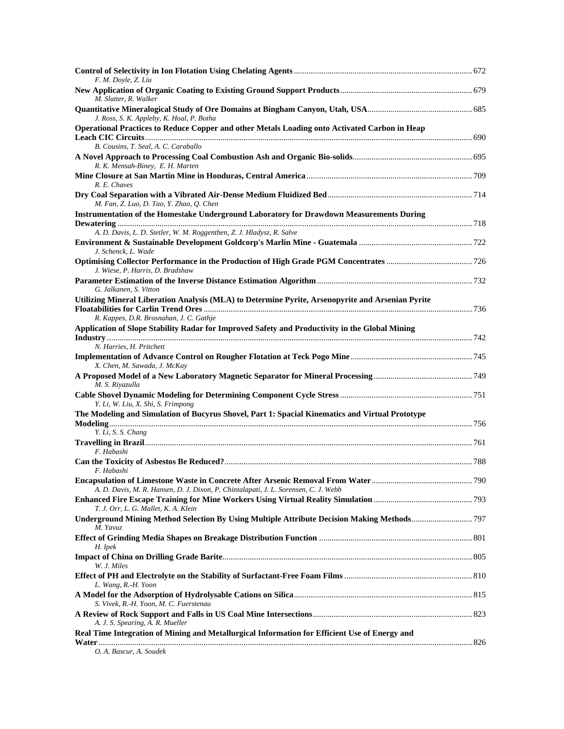**Control of Selectivity in Ion Flotation Using Chelating Agents** ........ 672
*F. M. Doyle, Z. Liu*

**New Application of Organic Coating to Existing Ground Support Products** ........ 679
*M. Slatter, R. Walker*

**Quantitative Mineralogical Study of Ore Domains at Bingham Canyon, Utah, USA** ........ 685
*J. Ross, S. K. Appleby, K. Hoal, P. Botha*

**Operational Practices to Reduce Copper and other Metals Loading onto Activated Carbon in Heap Leach CIC Circuits** ........ 690
*B. Cousins, T. Seal, A. C. Caraballo*

**A Novel Approach to Processing Coal Combustion Ash and Organic Bio-solids** ........ 695
*R. K. Mensah-Biney, E. H. Marten*

**Mine Closure at San Martin Mine in Honduras, Central America** ........ 709
*R. E. Chaves*

**Dry Coal Separation with a Vibrated Air-Dense Medium Fluidized Bed** ........ 714
*M. Fan, Z. Luo, D. Tao, Y. Zhao, Q. Chen*

**Instrumentation of the Homestake Underground Laboratory for Drawdown Measurements During Dewatering** ........ 718
*A. D. Davis, L. D. Stetler, W. M. Roggenthen, Z. J. Hladysz, R. Salve*

**Environment & Sustainable Development Goldcorp's Marlin Mine - Guatemala** ........ 722
*J. Schenck, L. Wade*

**Optimising Collector Performance in the Production of High Grade PGM Concentrates** ........ 726
*J. Wiese, P. Harris, D. Bradshaw*

**Parameter Estimation of the Inverse Distance Estimation Algorithm** ........ 732
*G. Jalkanen, S. Vitton*

**Utilizing Mineral Liberation Analysis (MLA) to Determine Pyrite, Arsenopyrite and Arsenian Pyrite Floatabilities for Carlin Trend Ores** ........ 736
*R. Kappes, D.R. Brosnahan, J. C. Gathje*

**Application of Slope Stability Radar for Improved Safety and Productivity in the Global Mining Industry** ........ 742
*N. Harries, H. Pritchett*

**Implementation of Advance Control on Rougher Flotation at Teck Pogo Mine** ........ 745
*X. Chen, M. Sawada, J. McKay*

**A Proposed Model of a New Laboratory Magnetic Separator for Mineral Processing** ........ 749
*M. S. Riyazulla*

**Cable Shovel Dynamic Modeling for Determining Component Cycle Stress** ........ 751
*Y. Li, W. Liu, X. Shi, S. Frimpong*

**The Modeling and Simulation of Bucyrus Shovel, Part 1: Spacial Kinematics and Virtual Prototype Modeling** ........ 756
*Y. Li, S. S. Chang*

**Travelling in Brazil** ........ 761
*F. Habashi*

**Can the Toxicity of Asbestos Be Reduced?** ........ 788
*F. Habashi*

**Encapsulation of Limestone Waste in Concrete After Arsenic Removal From Water** ........ 790
*A. D. Davis, M. R. Hansen, D. J. Dixon, P. Chintalapati, J. L. Sorensen, C. J. Webb*

**Enhanced Fire Escape Training for Mine Workers Using Virtual Reality Simulation** ........ 793
*T. J. Orr, L. G. Mallet, K. A. Klein*

**Underground Mining Method Selection By Using Multiple Attribute Decision Making Methods** ........ 797
*M. Yavuz*

**Effect of Grinding Media Shapes on Breakage Distribution Function** ........ 801
*H. Ipek*

**Impact of China on Drilling Grade Barite** ........ 805
*W. J. Miles*

**Effect of PH and Electrolyte on the Stability of Surfactant-Free Foam Films** ........ 810
*L. Wang, R.-H. Yoon*

**A Model for the Adsorption of Hydrolysable Cations on Silica** ........ 815
*S. Vivek, R.-H. Yoon, M. C. Fuerstenau*

**A Review of Rock Support and Falls in US Coal Mine Intersections** ........ 823
*A. J. S. Spearing, A. R. Mueller*

**Real Time Integration of Mining and Metallurgical Information for Efficient Use of Energy and Water** ........ 826
*O. A. Bascur, A. Soudek*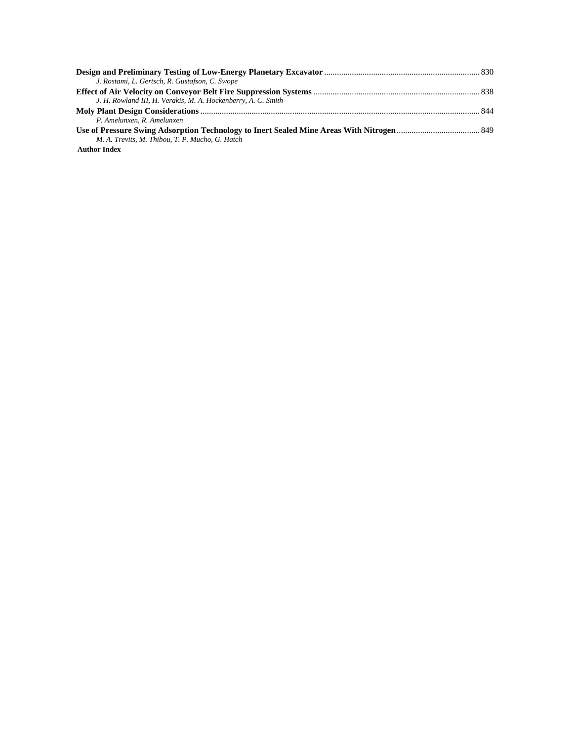**Design and Preliminary Testing of Low-Energy Planetary Excavator** ........................................................................ 830
*J. Rostami, L. Gertsch, R. Gustafson, C. Swope*

**Effect of Air Velocity on Conveyor Belt Fire Suppression Systems** ............................................................................ 838
*J. H. Rowland III, H. Verakis, M. A. Hockenberry, A. C. Smith*

**Moly Plant Design Considerations** .................................................................................................................................. 844
*P. Amelunxen, R. Amelunxen*

**Use of Pressure Swing Adsorption Technology to Inert Sealed Mine Areas With Nitrogen** ...................................... 849
*M. A. Trevits, M. Thibou, T. P. Mucho, G. Hatch*

**Author Index**